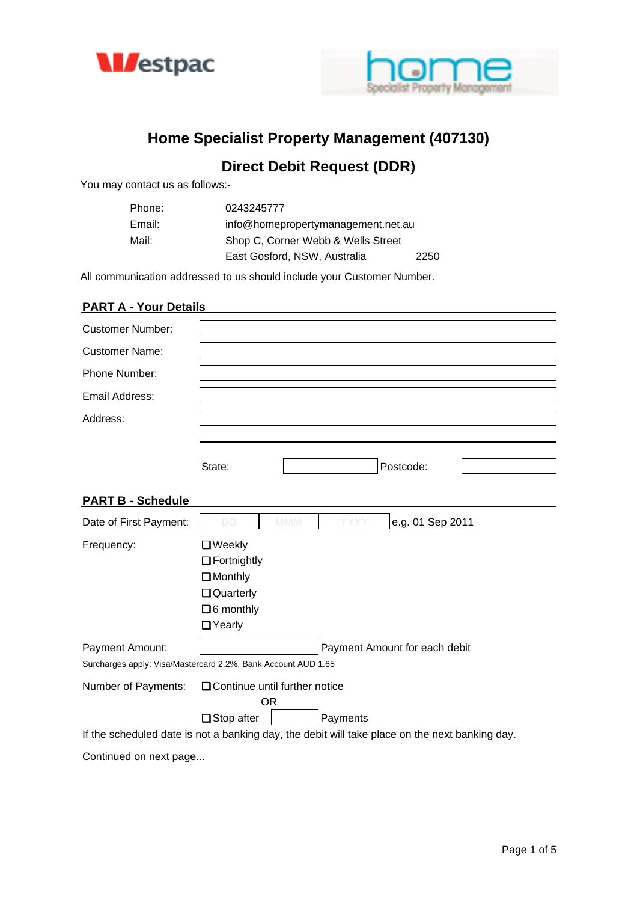# Home Specialist Property Management (407130)

## Direct Debit Request (DDR)

You may contact us as follows:-

| | |
|---|---|
| Phone: | 0243245777 |
| Email: | info@homepropertymanagement.net.au |
| Mail: | Shop C, Corner Webb & Wells Street |
| | East Gosford, NSW, Australia 2250 |

All communication addressed to us should include your Customer Number.

## PART A - Your Details

| | | | |
|---|---|---|---|
| Customer Number: | | | |
| Customer Name: | | | |
| Phone Number: | | | |
| Email Address: | | | |
| Address: | | | |
| | | | |
| | | | |
| | State: | | Postcode: |

## PART B - Schedule

Date of First Payment: DD MMM YYYY e.g. 01 Sep 2011

Frequency:

- ☐ Weekly
- ☐ Fortnightly
- ☐ Monthly
- ☐ Quarterly
- ☐ 6 monthly
- ☐ Yearly

Payment Amount: ______ Payment Amount for each debit

Surcharges apply: Visa/Mastercard 2.2%, Bank Account AUD 1.65

Number of Payments: ☐ Continue until further notice

OR

☐ Stop after ______ Payments

If the scheduled date is not a banking day, the debit will take place on the next banking day.

Continued on next page...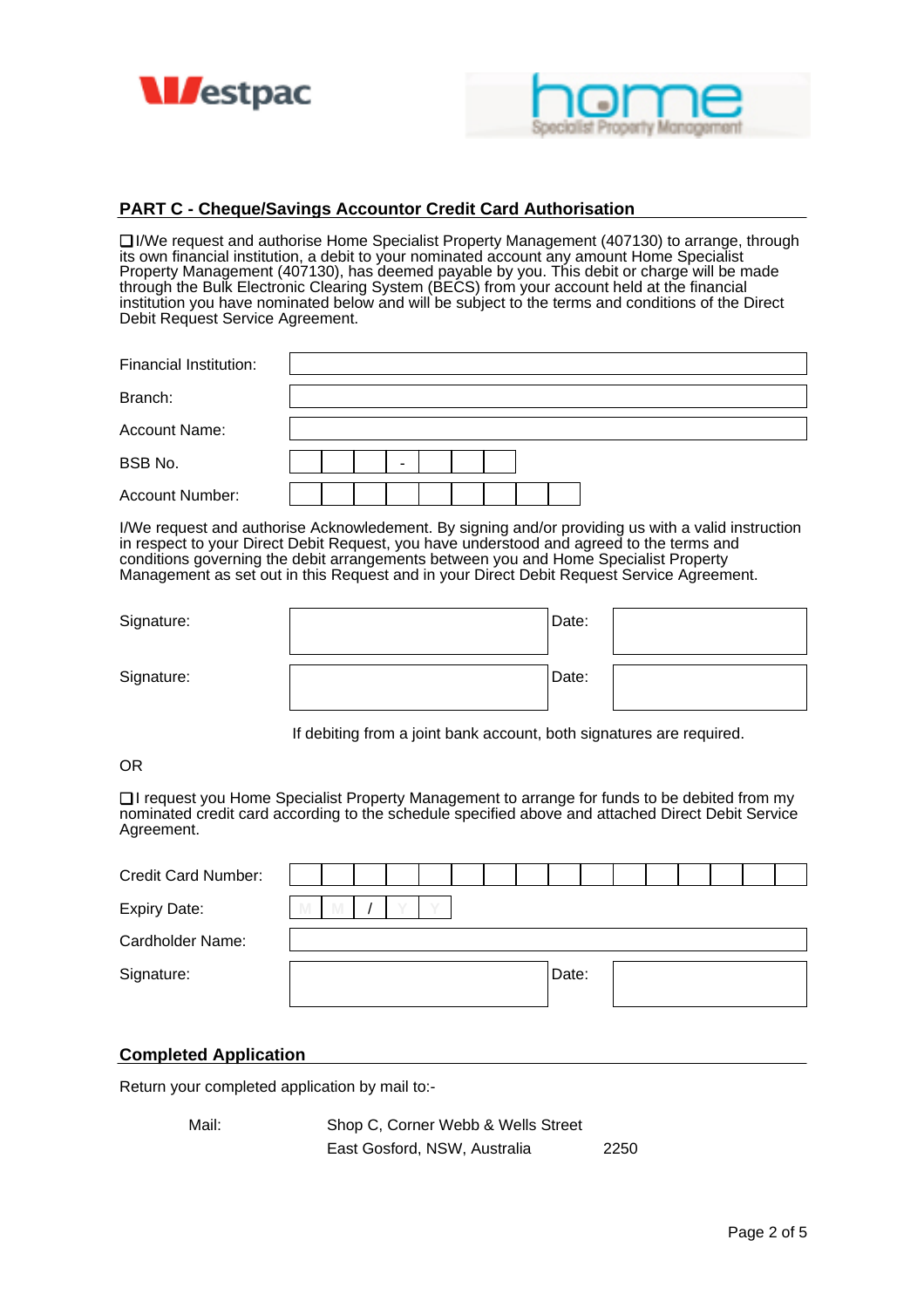Westpac

home Specialist Property Management

## PART C - Cheque/Savings Accountor Credit Card Authorisation

☐ I/We request and authorise Home Specialist Property Management (407130) to arrange, through its own financial institution, a debit to your nominated account any amount Home Specialist Property Management (407130), has deemed payable by you. This debit or charge will be made through the Bulk Electronic Clearing System (BECS) from your account held at the financial institution you have nominated below and will be subject to the terms and conditions of the Direct Debit Request Service Agreement.

| | |
|---|---|
| Financial Institution: | |
| Branch: | |
| Account Name: | |
| BSB No. | _ _ _ - _ _ _ |
| Account Number: | _ _ _ _ _ _ _ _ _ |

I/We request and authorise Acknowledement. By signing and/or providing us with a valid instruction in respect to your Direct Debit Request, you have understood and agreed to the terms and conditions governing the debit arrangements between you and Home Specialist Property Management as set out in this Request and in your Direct Debit Request Service Agreement.

| | | | |
|---|---|---|---|
| Signature: | | Date: | |
| Signature: | | Date: | |

If debiting from a joint bank account, both signatures are required.

OR

☐ I request you Home Specialist Property Management to arrange for funds to be debited from my nominated credit card according to the schedule specified above and attached Direct Debit Service Agreement.

| | | | |
|---|---|---|---|
| Credit Card Number: | _ _ _ _ _ _ _ _ _ _ _ _ _ _ _ _ | | |
| Expiry Date: | M M / Y Y | | |
| Cardholder Name: | | | |
| Signature: | | Date: | |

## Completed Application

Return your completed application by mail to:-

Mail: Shop C, Corner Webb & Wells Street
East Gosford, NSW, Australia 2250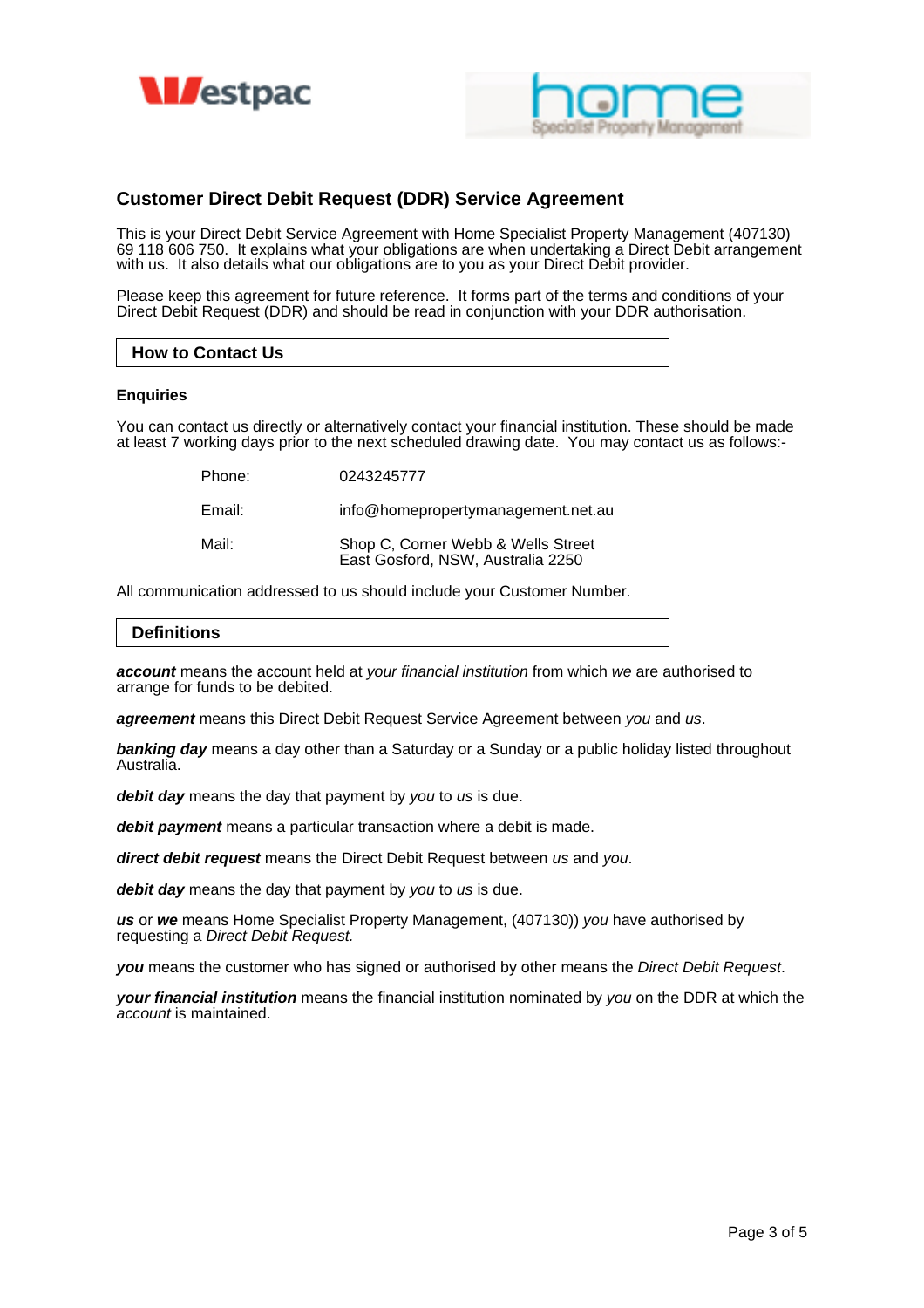# Customer Direct Debit Request (DDR) Service Agreement

This is your Direct Debit Service Agreement with Home Specialist Property Management (407130) 69 118 606 750. It explains what your obligations are when undertaking a Direct Debit arrangement with us. It also details what our obligations are to you as your Direct Debit provider.

Please keep this agreement for future reference. It forms part of the terms and conditions of your Direct Debit Request (DDR) and should be read in conjunction with your DDR authorisation.

## How to Contact Us

### Enquiries

You can contact us directly or alternatively contact your financial institution. These should be made at least 7 working days prior to the next scheduled drawing date. You may contact us as follows:-

| | |
|---|---|
| Phone: | 0243245777 |
| Email: | info@homepropertymanagement.net.au |
| Mail: | Shop C, Corner Webb & Wells Street<br>East Gosford, NSW, Australia 2250 |

All communication addressed to us should include your Customer Number.

## Definitions

***account*** means the account held at *your financial institution* from which *we* are authorised to arrange for funds to be debited.

***agreement*** means this Direct Debit Request Service Agreement between *you* and *us*.

***banking day*** means a day other than a Saturday or a Sunday or a public holiday listed throughout Australia.

***debit day*** means the day that payment by *you* to *us* is due.

***debit payment*** means a particular transaction where a debit is made.

***direct debit request*** means the Direct Debit Request between *us* and *you*.

***debit day*** means the day that payment by *you* to *us* is due.

***us*** or ***we*** means Home Specialist Property Management, (407130)) *you* have authorised by requesting a *Direct Debit Request.*

***you*** means the customer who has signed or authorised by other means the *Direct Debit Request*.

***your financial institution*** means the financial institution nominated by *you* on the DDR at which the *account* is maintained.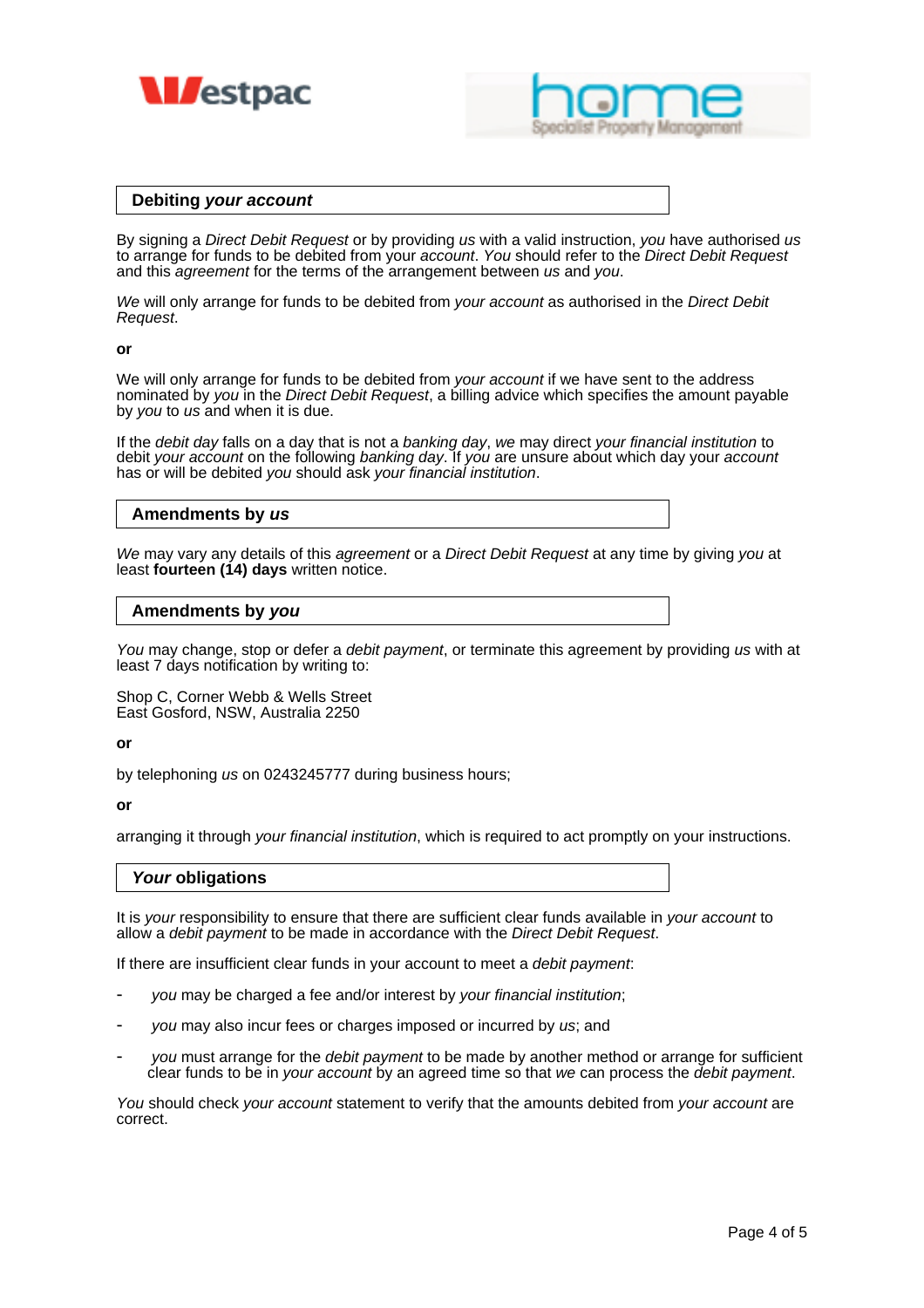## Debiting *your account*

By signing a *Direct Debit Request* or by providing *us* with a valid instruction, *you* have authorised *us* to arrange for funds to be debited from your *account*. *You* should refer to the *Direct Debit Request* and this *agreement* for the terms of the arrangement between *us* and *you*.

*We* will only arrange for funds to be debited from *your account* as authorised in the *Direct Debit Request*.

**or**

We will only arrange for funds to be debited from *your account* if we have sent to the address nominated by *you* in the *Direct Debit Request*, a billing advice which specifies the amount payable by *you* to *us* and when it is due.

If the *debit day* falls on a day that is not a *banking day*, *we* may direct *your financial institution* to debit *your account* on the following *banking day*. If *you* are unsure about which day your *account* has or will be debited *you* should ask *your financial institution*.

## Amendments by *us*

*We* may vary any details of this *agreement* or a *Direct Debit Request* at any time by giving *you* at least **fourteen (14) days** written notice.

## Amendments by *you*

*You* may change, stop or defer a *debit payment*, or terminate this agreement by providing *us* with at least 7 days notification by writing to:

Shop C, Corner Webb & Wells Street
East Gosford, NSW, Australia 2250

**or**

by telephoning *us* on 0243245777 during business hours;

**or**

arranging it through *your financial institution*, which is required to act promptly on your instructions.

## *Your* obligations

It is *your* responsibility to ensure that there are sufficient clear funds available in *your account* to allow a *debit payment* to be made in accordance with the *Direct Debit Request*.

If there are insufficient clear funds in your account to meet a *debit payment*:

- *you* may be charged a fee and/or interest by *your financial institution*;
- *you* may also incur fees or charges imposed or incurred by *us*; and
- *you* must arrange for the *debit payment* to be made by another method or arrange for sufficient clear funds to be in *your account* by an agreed time so that *we* can process the *debit payment*.

*You* should check *your account* statement to verify that the amounts debited from *your account* are correct.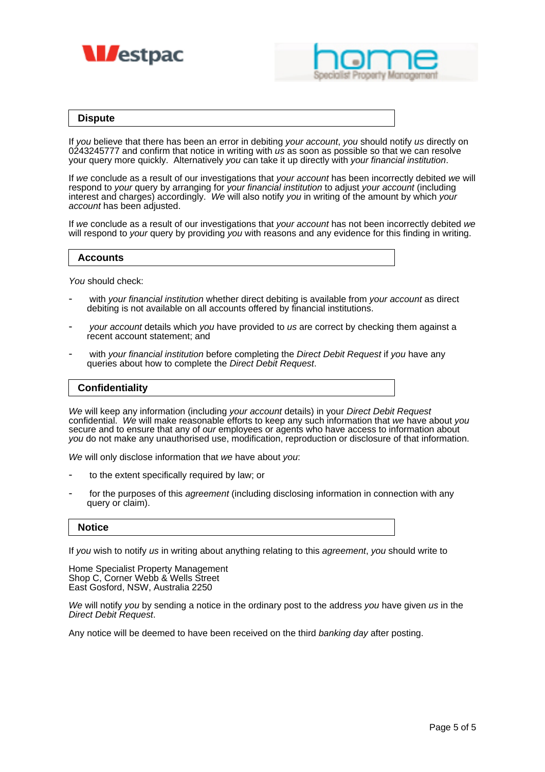## Dispute

If *you* believe that there has been an error in debiting *your account*, *you* should notify *us* directly on 0243245777 and confirm that notice in writing with *us* as soon as possible so that we can resolve your query more quickly. Alternatively *you* can take it up directly with *your financial institution*.

If *we* conclude as a result of our investigations that *your account* has been incorrectly debited *we* will respond to *your* query by arranging for *your financial institution* to adjust *your account* (including interest and charges) accordingly. *We* will also notify *you* in writing of the amount by which *your account* has been adjusted.

If *we* conclude as a result of our investigations that *your account* has not been incorrectly debited *we* will respond to *your* query by providing *you* with reasons and any evidence for this finding in writing.

## Accounts

*You* should check:

- with *your financial institution* whether direct debiting is available from *your account* as direct debiting is not available on all accounts offered by financial institutions.
- *your account* details which *you* have provided to *us* are correct by checking them against a recent account statement; and
- with *your financial institution* before completing the *Direct Debit Request* if *you* have any queries about how to complete the *Direct Debit Request*.

## Confidentiality

*We* will keep any information (including *your account* details) in your *Direct Debit Request* confidential. *We* will make reasonable efforts to keep any such information that *we* have about *you* secure and to ensure that any of *our* employees or agents who have access to information about *you* do not make any unauthorised use, modification, reproduction or disclosure of that information.

*We* will only disclose information that *we* have about *you*:

- to the extent specifically required by law; or
- for the purposes of this *agreement* (including disclosing information in connection with any query or claim).

## Notice

If *you* wish to notify *us* in writing about anything relating to this *agreement*, *you* should write to

Home Specialist Property Management
Shop C, Corner Webb & Wells Street
East Gosford, NSW, Australia 2250

*We* will notify *you* by sending a notice in the ordinary post to the address *you* have given *us* in the *Direct Debit Request*.

Any notice will be deemed to have been received on the third *banking day* after posting.